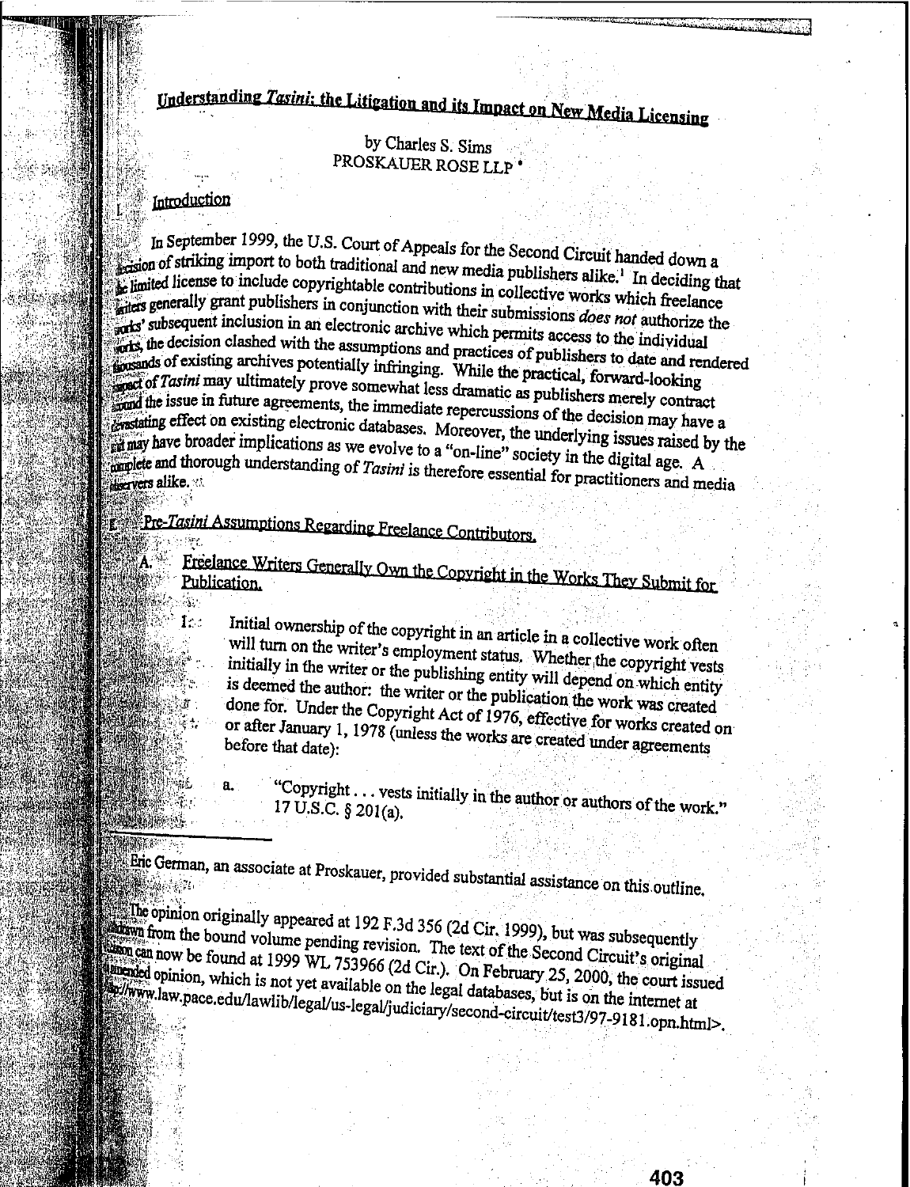# Understanding *Tasini*: the Litigation and its Impact on New Media Licensing

by Charles S. Sims
PROSKAUER ROSE LLP *

## I. Introduction

In September 1999, the U.S. Court of Appeals for the Second Circuit handed down a decision of striking import to both traditional and new media publishers alike.[1] In deciding that the limited license to include copyrightable contributions in collective works which freelance writers generally grant publishers in conjunction with their submissions *does not* authorize the works' subsequent inclusion in an electronic archive which permits access to the individual works, the decision clashed with the assumptions and practices of publishers to date and rendered thousands of existing archives potentially infringing. While the practical, forward-looking impact of *Tasini* may ultimately prove somewhat less dramatic as publishers merely contract around the issue in future agreements, the immediate repercussions of the decision may have a devastating effect on existing electronic databases. Moreover, the underlying issues raised by the and may have broader implications as we evolve to a "on-line" society in the digital age. A complete and thorough understanding of *Tasini* is therefore essential for practitioners and media observers alike.

## II. Pre-*Tasini* Assumptions Regarding Freelance Contributors.

### A. Freelance Writers Generally Own the Copyright in the Works They Submit for Publication.

1. Initial ownership of the copyright in an article in a collective work often will turn on the writer's employment status. Whether the copyright vests initially in the writer or the publishing entity will depend on which entity is deemed the author: the writer or the publication the work was created done for. Under the Copyright Act of 1976, effective for works created on or after January 1, 1978 (unless the works are created under agreements before that date):

   a. "Copyright . . . vests initially in the author or authors of the work." 17 U.S.C. § 201(a).

---

\* Eric German, an associate at Proskauer, provided substantial assistance on this outline.

[1] The opinion originally appeared at 192 F.3d 356 (2d Cir. 1999), but was subsequently withdrawn from the bound volume pending revision. The text of the Second Circuit's original opinion can now be found at 1999 WL 753966 (2d Cir.). On February 25, 2000, the court issued an amended opinion, which is not yet available on the legal databases, but is on the internet at <http://www.law.pace.edu/lawlib/legal/us-legal/judiciary/second-circuit/test3/97-9181.opn.html>.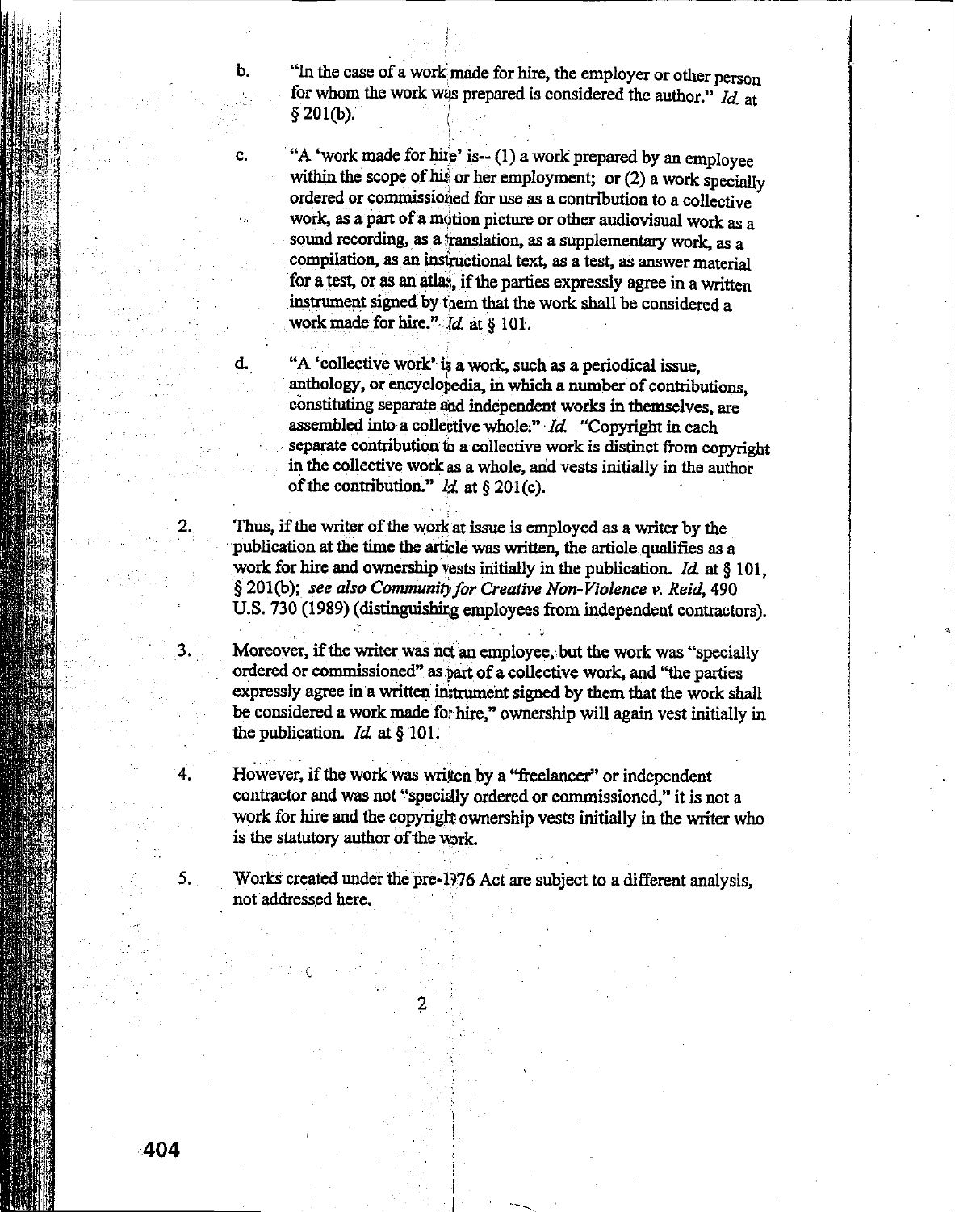b. "In the case of a work made for hire, the employer or other person for whom the work was prepared is considered the author." *Id.* at § 201(b).

c. "A 'work made for hire' is-- (1) a work prepared by an employee within the scope of his or her employment; or (2) a work specially ordered or commissioned for use as a contribution to a collective work, as a part of a motion picture or other audiovisual work as a sound recording, as a translation, as a supplementary work, as a compilation, as an instructional text, as a test, as answer material for a test, or as an atlas, if the parties expressly agree in a written instrument signed by them that the work shall be considered a work made for hire." *Id.* at § 101.

d. "A 'collective work' is a work, such as a periodical issue, anthology, or encyclopedia, in which a number of contributions, constituting separate and independent works in themselves, are assembled into a collective whole." *Id.* "Copyright in each separate contribution to a collective work is distinct from copyright in the collective work as a whole, and vests initially in the author of the contribution." *Id.* at § 201(c).

2. Thus, if the writer of the work at issue is employed as a writer by the publication at the time the article was written, the article qualifies as a work for hire and ownership vests initially in the publication. *Id.* at § 101, § 201(b); *see also Community for Creative Non-Violence v. Reid*, 490 U.S. 730 (1989) (distinguishing employees from independent contractors).

3. Moreover, if the writer was not an employee, but the work was "specially ordered or commissioned" as part of a collective work, and "the parties expressly agree in a written instrument signed by them that the work shall be considered a work made for hire," ownership will again vest initially in the publication. *Id.* at § 101.

4. However, if the work was written by a "freelancer" or independent contractor and was not "specially ordered or commissioned," it is not a work for hire and the copyright ownership vests initially in the writer who is the statutory author of the work.

5. Works created under the pre-1976 Act are subject to a different analysis, not addressed here.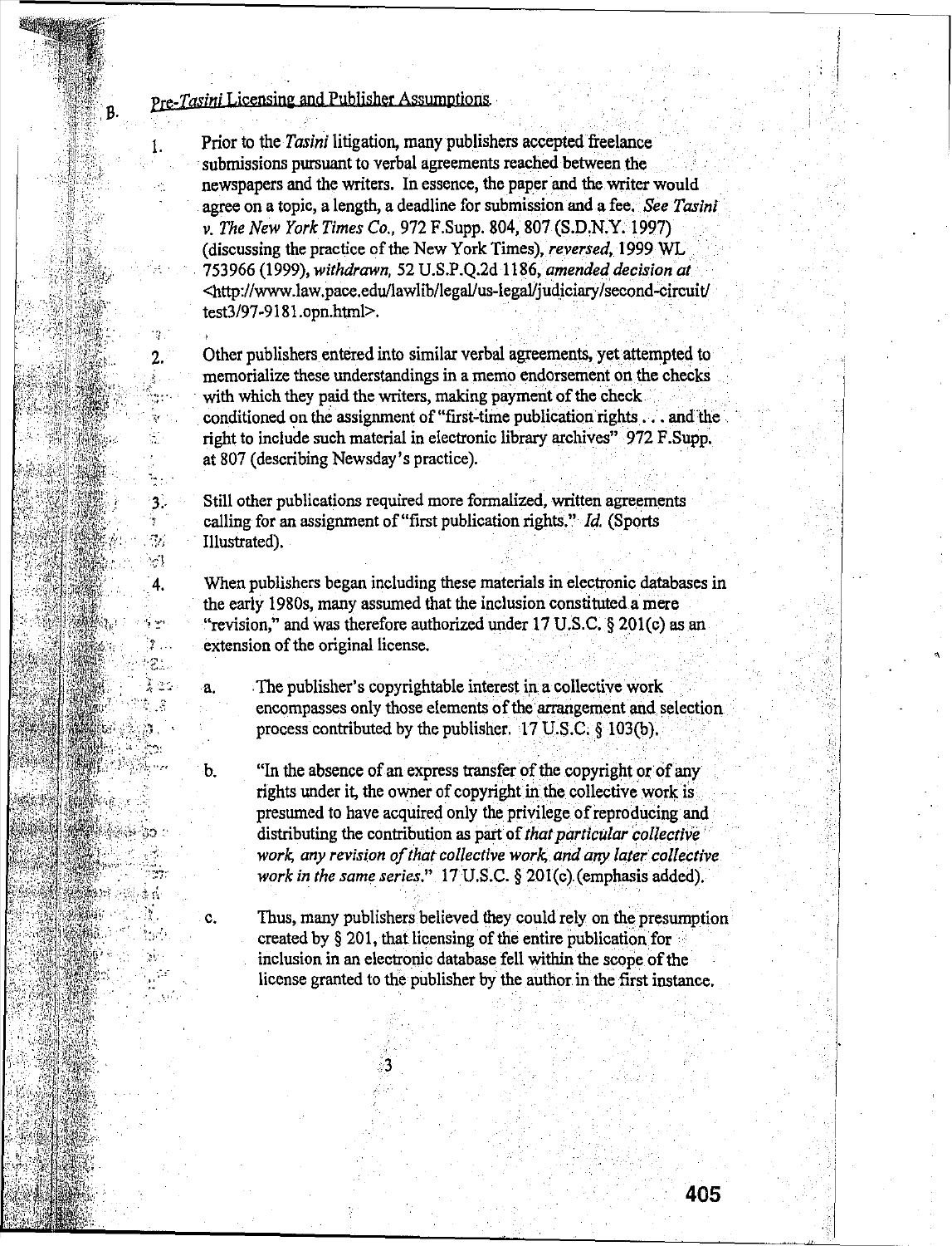B. *Pre-Tasini* Licensing and Publisher Assumptions

1. Prior to the *Tasini* litigation, many publishers accepted freelance submissions pursuant to verbal agreements reached between the newspapers and the writers. In essence, the paper and the writer would agree on a topic, a length, a deadline for submission and a fee. *See Tasini v. The New York Times Co.*, 972 F.Supp. 804, 807 (S.D.N.Y. 1997) (discussing the practice of the New York Times), *reversed*, 1999 WL 753966 (1999), *withdrawn*, 52 U.S.P.Q.2d 1186, *amended decision at* <http://www.law.pace.edu/lawlib/legal/us-legal/judiciary/second-circuit/test3/97-9181.opn.html>.

2. Other publishers entered into similar verbal agreements, yet attempted to memorialize these understandings in a memo endorsement on the checks with which they paid the writers, making payment of the check conditioned on the assignment of "first-time publication rights . . . and the right to include such material in electronic library archives" 972 F.Supp. at 807 (describing Newsday's practice).

3. Still other publications required more formalized, written agreements calling for an assignment of "first publication rights." *Id.* (Sports Illustrated).

4. When publishers began including these materials in electronic databases in the early 1980s, many assumed that the inclusion constituted a mere "revision," and was therefore authorized under 17 U.S.C. § 201(c) as an extension of the original license.

   a. The publisher's copyrightable interest in a collective work encompasses only those elements of the arrangement and selection process contributed by the publisher. 17 U.S.C. § 103(b).

   b. "In the absence of an express transfer of the copyright or of any rights under it, the owner of copyright in the collective work is presumed to have acquired only the privilege of reproducing and distributing the contribution as part of *that particular collective work, any revision of that collective work, and any later collective work in the same series*." 17 U.S.C. § 201(c) (emphasis added).

   c. Thus, many publishers believed they could rely on the presumption created by § 201, that licensing of the entire publication for inclusion in an electronic database fell within the scope of the license granted to the publisher by the author in the first instance.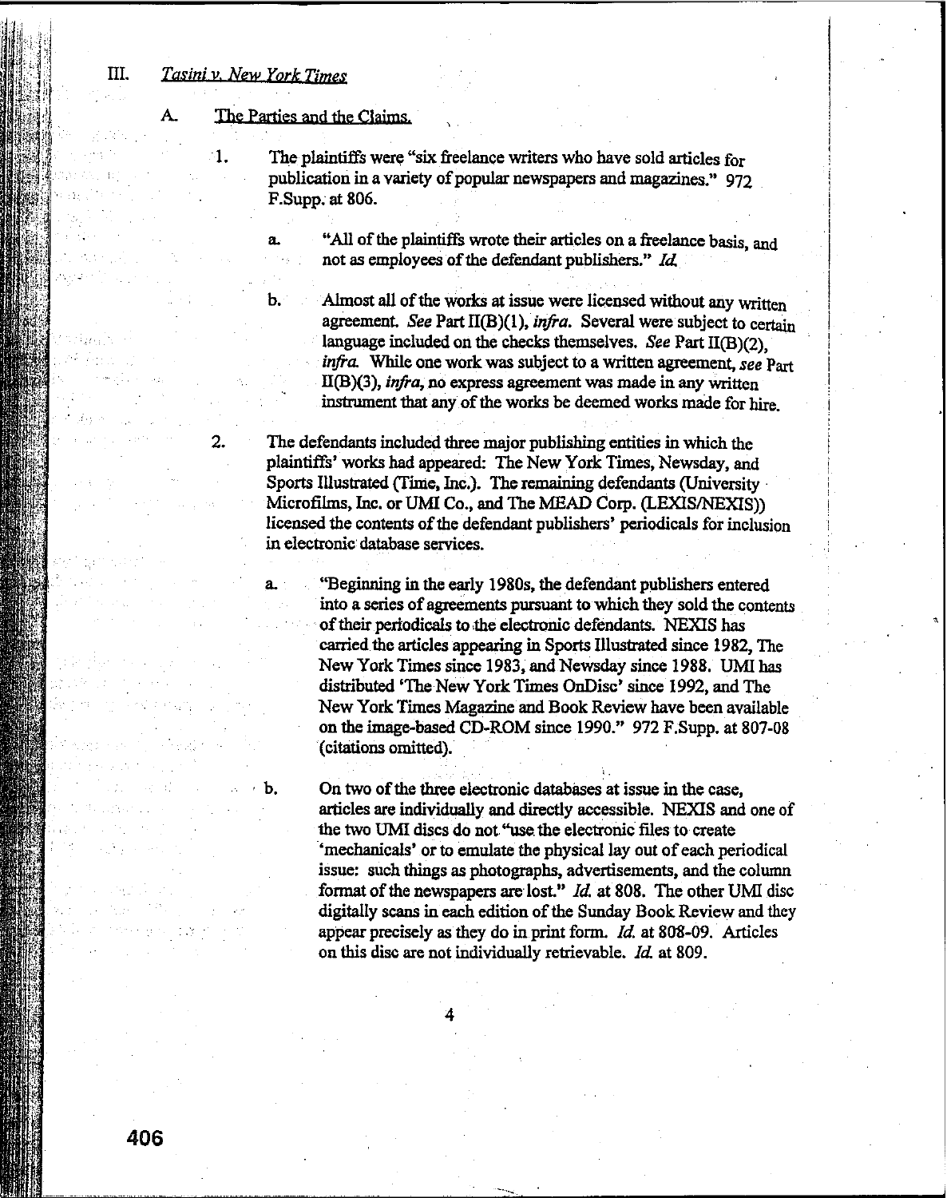## III. *Tasini v. New York Times*

### A. The Parties and the Claims.

1. The plaintiffs were "six freelance writers who have sold articles for publication in a variety of popular newspapers and magazines." 972 F.Supp. at 806.

   a. "All of the plaintiffs wrote their articles on a freelance basis, and not as employees of the defendant publishers." *Id.*

   b. Almost all of the works at issue were licensed without any written agreement. *See* Part II(B)(1), *infra*. Several were subject to certain language included on the checks themselves. *See* Part II(B)(2), *infra*. While one work was subject to a written agreement, *see* Part II(B)(3), *infra*, no express agreement was made in any written instrument that any of the works be deemed works made for hire.

2. The defendants included three major publishing entities in which the plaintiffs' works had appeared: The New York Times, Newsday, and Sports Illustrated (Time, Inc.). The remaining defendants (University Microfilms, Inc. or UMI Co., and The MEAD Corp. (LEXIS/NEXIS)) licensed the contents of the defendant publishers' periodicals for inclusion in electronic database services.

   a. "Beginning in the early 1980s, the defendant publishers entered into a series of agreements pursuant to which they sold the contents of their periodicals to the electronic defendants. NEXIS has carried the articles appearing in Sports Illustrated since 1982, The New York Times since 1983, and Newsday since 1988. UMI has distributed 'The New York Times OnDisc' since 1992, and The New York Times Magazine and Book Review have been available on the image-based CD-ROM since 1990." 972 F.Supp. at 807-08 (citations omitted).

   b. On two of the three electronic databases at issue in the case, articles are individually and directly accessible. NEXIS and one of the two UMI discs do not "use the electronic files to create 'mechanicals' or to emulate the physical lay out of each periodical issue: such things as photographs, advertisements, and the column format of the newspapers are lost." *Id.* at 808. The other UMI disc digitally scans in each edition of the Sunday Book Review and they appear precisely as they do in print form. *Id.* at 808-09. Articles on this disc are not individually retrievable. *Id.* at 809.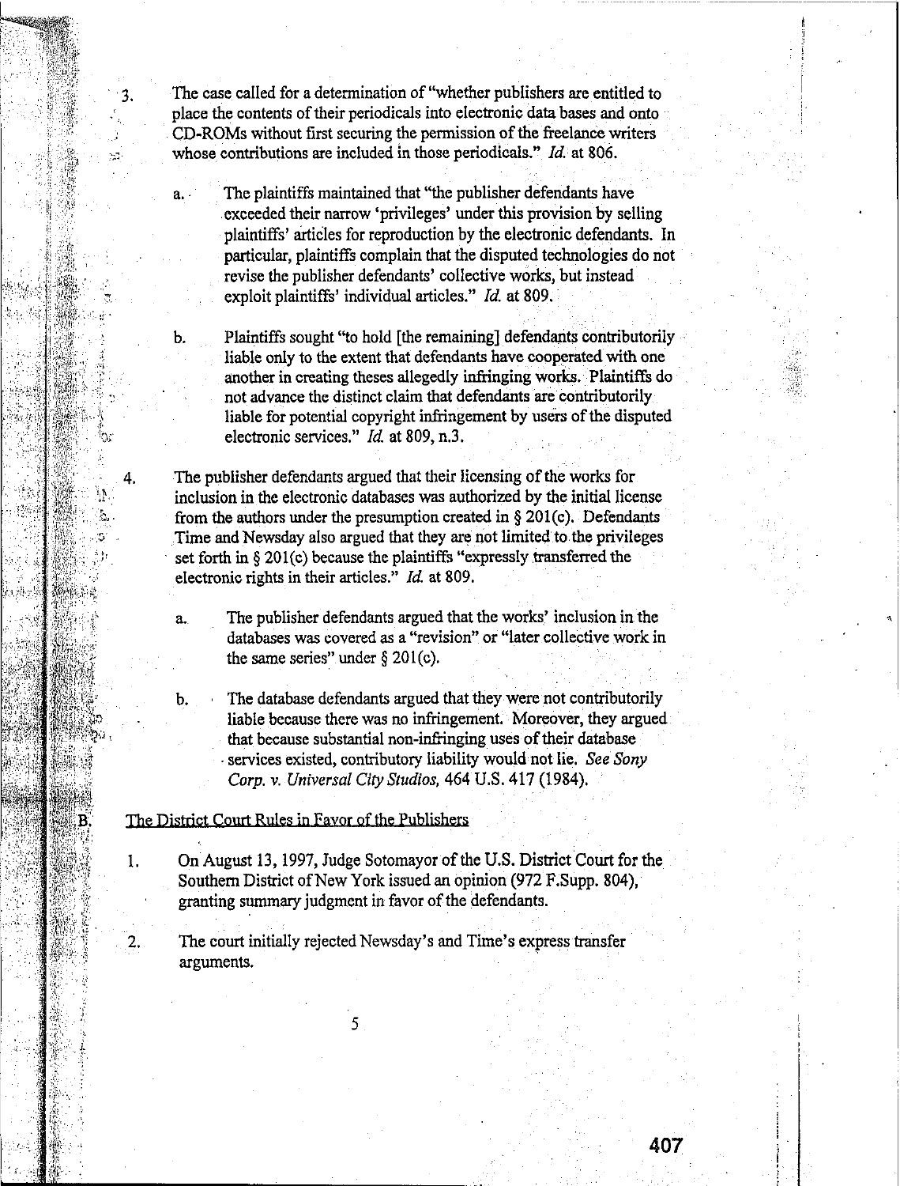3. The case called for a determination of "whether publishers are entitled to place the contents of their periodicals into electronic data bases and onto CD-ROMs without first securing the permission of the freelance writers whose contributions are included in those periodicals." *Id.* at 806.

    a. The plaintiffs maintained that "the publisher defendants have exceeded their narrow 'privileges' under this provision by selling plaintiffs' articles for reproduction by the electronic defendants. In particular, plaintiffs complain that the disputed technologies do not revise the publisher defendants' collective works, but instead exploit plaintiffs' individual articles." *Id.* at 809.

    b. Plaintiffs sought "to hold [the remaining] defendants contributorily liable only to the extent that defendants have cooperated with one another in creating theses allegedly infringing works. Plaintiffs do not advance the distinct claim that defendants are contributorily liable for potential copyright infringement by users of the disputed electronic services." *Id.* at 809, n.3.

4. The publisher defendants argued that their licensing of the works for inclusion in the electronic databases was authorized by the initial license from the authors under the presumption created in § 201(c). Defendants Time and Newsday also argued that they are not limited to the privileges set forth in § 201(c) because the plaintiffs "expressly transferred the electronic rights in their articles." *Id.* at 809.

    a. The publisher defendants argued that the works' inclusion in the databases was covered as a "revision" or "later collective work in the same series" under § 201(c).

    b. The database defendants argued that they were not contributorily liable because there was no infringement. Moreover, they argued that because substantial non-infringing uses of their database services existed, contributory liability would not lie. *See Sony Corp. v. Universal City Studios,* 464 U.S. 417 (1984).

B. <u>The District Court Rules in Favor of the Publishers</u>

1. On August 13, 1997, Judge Sotomayor of the U.S. District Court for the Southern District of New York issued an opinion (972 F.Supp. 804), granting summary judgment in favor of the defendants.

2. The court initially rejected Newsday's and Time's express transfer arguments.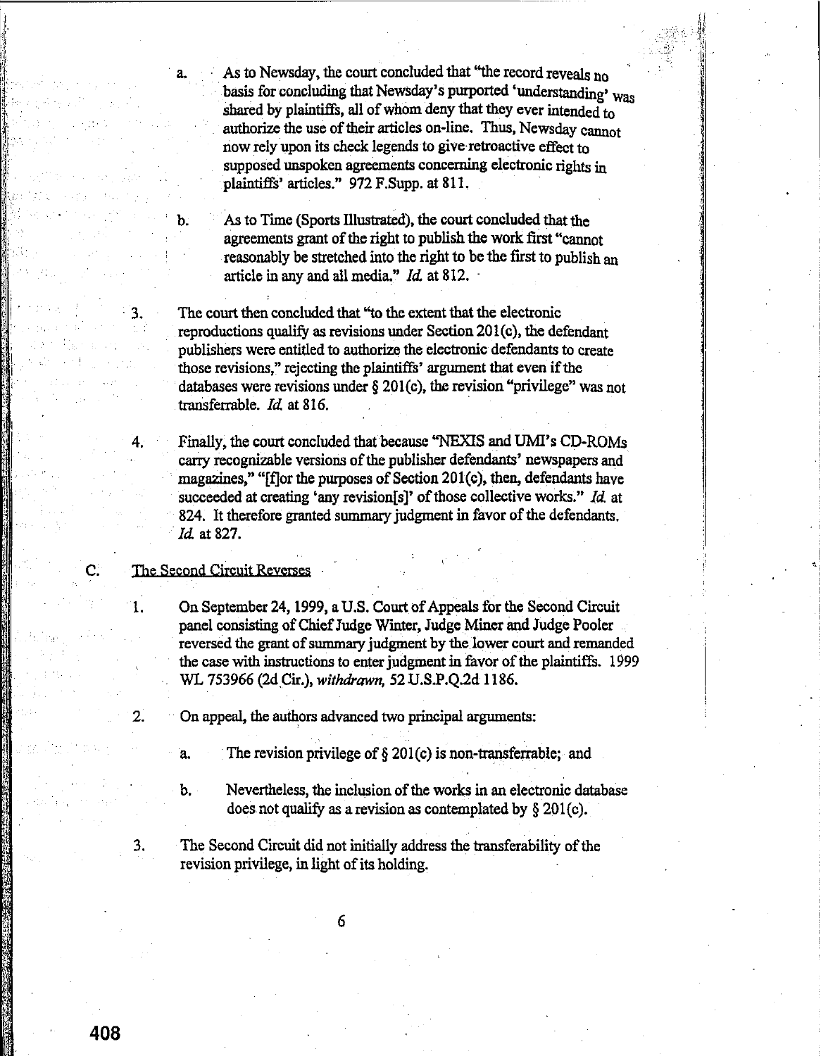a. As to Newsday, the court concluded that "the record reveals no basis for concluding that Newsday's purported 'understanding' was shared by plaintiffs, all of whom deny that they ever intended to authorize the use of their articles on-line. Thus, Newsday cannot now rely upon its check legends to give retroactive effect to supposed unspoken agreements concerning electronic rights in plaintiffs' articles." 972 F.Supp. at 811.

b. As to Time (Sports Illustrated), the court concluded that the agreements grant of the right to publish the work first "cannot reasonably be stretched into the right to be the first to publish an article in any and all media." *Id.* at 812.

3. The court then concluded that "to the extent that the electronic reproductions qualify as revisions under Section 201(c), the defendant publishers were entitled to authorize the electronic defendants to create those revisions," rejecting the plaintiffs' argument that even if the databases were revisions under § 201(c), the revision "privilege" was not transferrable. *Id.* at 816.

4. Finally, the court concluded that because "NEXIS and UMI's CD-ROMs carry recognizable versions of the publisher defendants' newspapers and magazines," "[f]or the purposes of Section 201(c), then, defendants have succeeded at creating 'any revision[s]' of those collective works." *Id.* at 824. It therefore granted summary judgment in favor of the defendants. *Id.* at 827.

C. The Second Circuit Reverses

1. On September 24, 1999, a U.S. Court of Appeals for the Second Circuit panel consisting of Chief Judge Winter, Judge Miner and Judge Pooler reversed the grant of summary judgment by the lower court and remanded the case with instructions to enter judgment in favor of the plaintiffs. 1999 WL 753966 (2d Cir.), *withdrawn,* 52 U.S.P.Q.2d 1186.

2. On appeal, the authors advanced two principal arguments:

   a. The revision privilege of § 201(c) is non-transferrable; and

   b. Nevertheless, the inclusion of the works in an electronic database does not qualify as a revision as contemplated by § 201(c).

3. The Second Circuit did not initially address the transferability of the revision privilege, in light of its holding.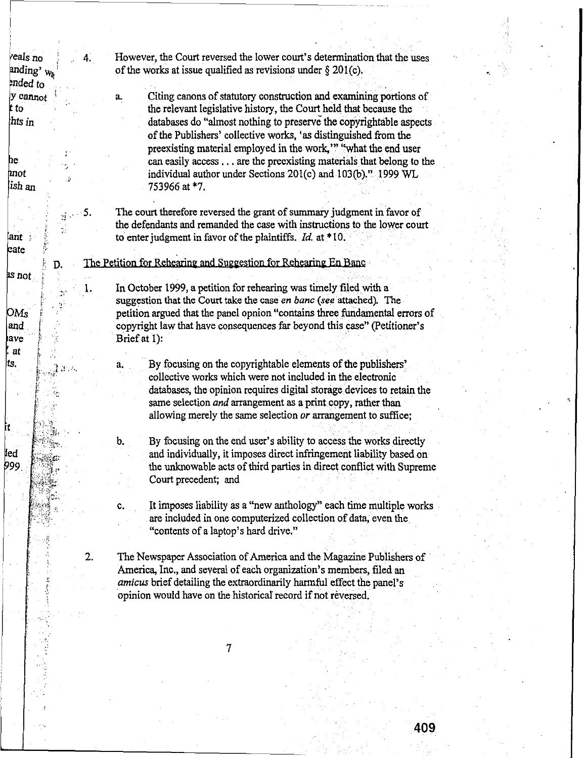4. However, the Court reversed the lower court's determination that the uses of the works at issue qualified as revisions under § 201(c).

   a. Citing canons of statutory construction and examining portions of the relevant legislative history, the Court held that because the databases do "almost nothing to preserve the copyrightable aspects of the Publishers' collective works, 'as distinguished from the preexisting material employed in the work,'" "what the end user can easily access . . . are the preexisting materials that belong to the individual author under Sections 201(c) and 103(b)." 1999 WL 753966 at *7.

5. The court therefore reversed the grant of summary judgment in favor of the defendants and remanded the case with instructions to the lower court to enter judgment in favor of the plaintiffs. *Id.* at *10.

D. The Petition for Rehearing and Suggestion for Rehearing En Banc

1. In October 1999, a petition for rehearing was timely filed with a suggestion that the Court take the case *en banc* (*see* attached). The petition argued that the panel opnion "contains three fundamental errors of copyright law that have consequences far beyond this case" (Petitioner's Brief at 1):

   a. By focusing on the copyrightable elements of the publishers' collective works which were not included in the electronic databases, the opinion requires digital storage devices to retain the same selection *and* arrangement as a print copy, rather than allowing merely the same selection *or* arrangement to suffice;

   b. By focusing on the end user's ability to access the works directly and individually, it imposes direct infringement liability based on the unknowable acts of third parties in direct conflict with Supreme Court precedent; and

   c. It imposes liability as a "new anthology" each time multiple works are included in one computerized collection of data, even the "contents of a laptop's hard drive."

2. The Newspaper Association of America and the Magazine Publishers of America, Inc., and several of each organization's members, filed an *amicus* brief detailing the extraordinarily harmful effect the panel's opinion would have on the historical record if not reversed.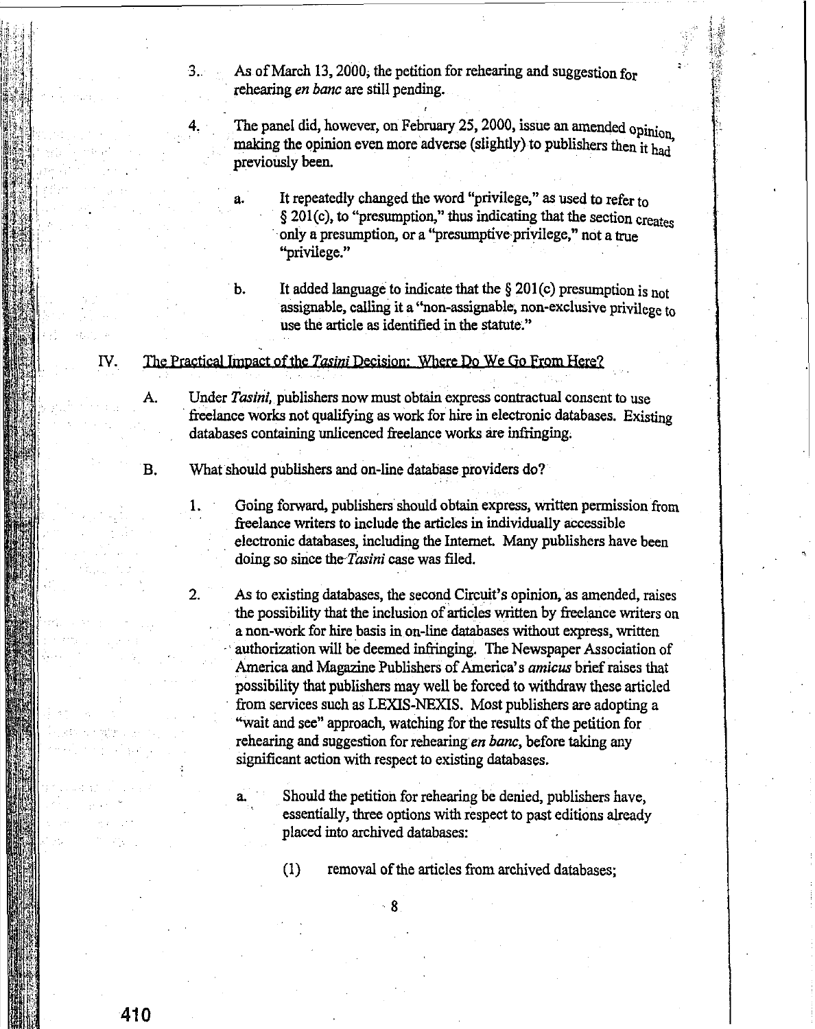3. As of March 13, 2000, the petition for rehearing and suggestion for rehearing *en banc* are still pending.

4. The panel did, however, on February 25, 2000, issue an amended opinion, making the opinion even more adverse (slightly) to publishers then it had previously been.

   a. It repeatedly changed the word "privilege," as used to refer to § 201(c), to "presumption," thus indicating that the section creates only a presumption, or a "presumptive privilege," not a true "privilege."

   b. It added language to indicate that the § 201(c) presumption is not assignable, calling it a "non-assignable, non-exclusive privilege to use the article as identified in the statute."

## IV. The Practical Impact of the *Tasini* Decision: Where Do We Go From Here?

A. Under *Tasini*, publishers now must obtain express contractual consent to use freelance works not qualifying as work for hire in electronic databases. Existing databases containing unlicenced freelance works are infringing.

B. What should publishers and on-line database providers do?

   1. Going forward, publishers should obtain express, written permission from freelance writers to include the articles in individually accessible electronic databases, including the Internet. Many publishers have been doing so since the *Tasini* case was filed.

   2. As to existing databases, the second Circuit's opinion, as amended, raises the possibility that the inclusion of articles written by freelance writers on a non-work for hire basis in on-line databases without express, written authorization will be deemed infringing. The Newspaper Association of America and Magazine Publishers of America's *amicus* brief raises that possibility that publishers may well be forced to withdraw these articled from services such as LEXIS-NEXIS. Most publishers are adopting a "wait and see" approach, watching for the results of the petition for rehearing and suggestion for rehearing *en banc*, before taking any significant action with respect to existing databases.

      a. Should the petition for rehearing be denied, publishers have, essentially, three options with respect to past editions already placed into archived databases:

         (1) removal of the articles from archived databases;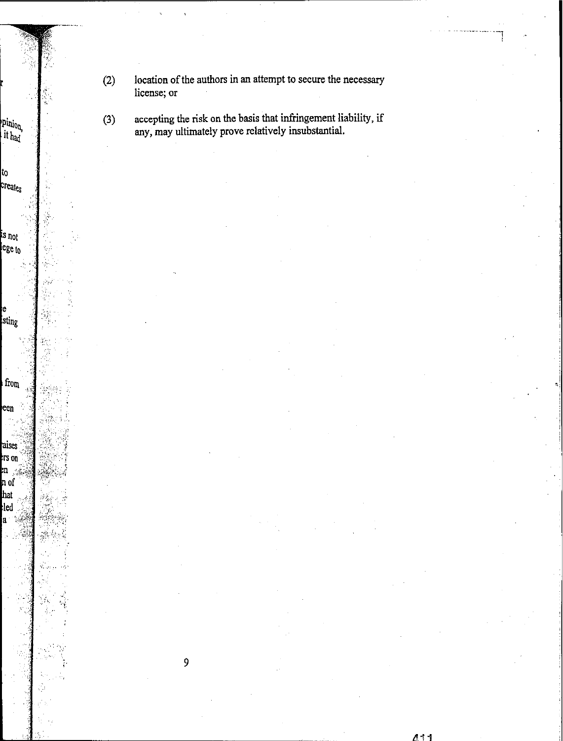(2) location of the authors in an attempt to secure the necessary license; or

(3) accepting the risk on the basis that infringement liability, if any, may ultimately prove relatively insubstantial.